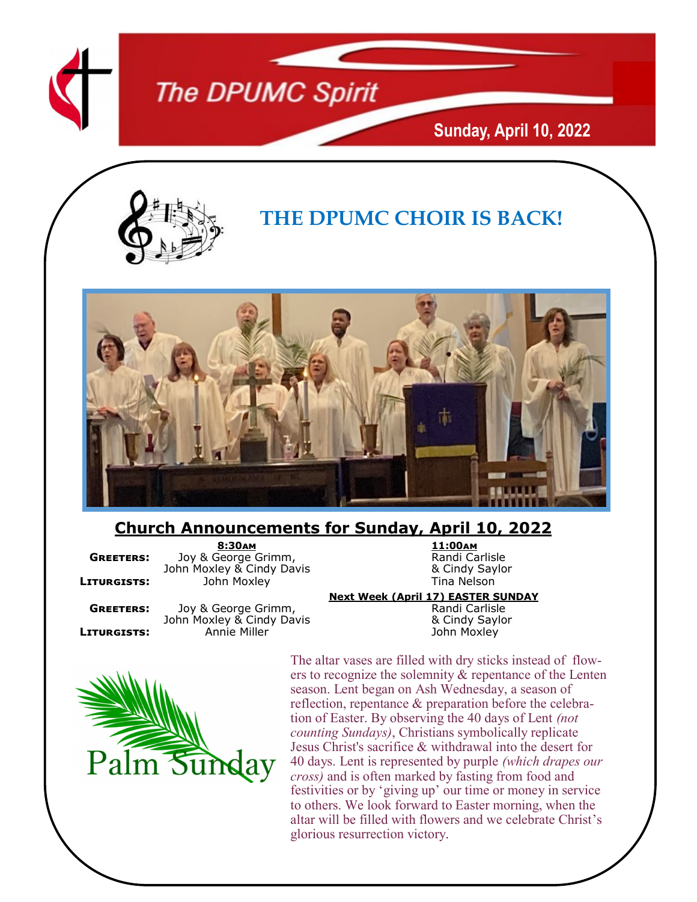# The DPUMC Spirit

**Sunday, April 10, 2022**

## THE DPUMC CHOIR IS BACK!

## Church Announcements for Sunday, April 10, 2022

| | 8:30AM | 11:00AM |
|---|---|---|
| **GREETERS:** | Joy & George Grimm, John Moxley & Cindy Davis | Randi Carlisle & Cindy Saylor |
| **LITURGISTS:** | John Moxley | Tina Nelson |

**Next Week (April 17) EASTER SUNDAY**

| | | |
|---|---|---|
| **GREETERS:** | Joy & George Grimm, John Moxley & Cindy Davis | Randi Carlisle & Cindy Saylor |
| **LITURGISTS:** | Annie Miller | John Moxley |

Palm Sunday

The altar vases are filled with dry sticks instead of flowers to recognize the solemnity & repentance of the Lenten season. Lent began on Ash Wednesday, a season of reflection, repentance & preparation before the celebration of Easter. By observing the 40 days of Lent *(not counting Sundays)*, Christians symbolically replicate Jesus Christ's sacrifice & withdrawal into the desert for 40 days. Lent is represented by purple *(which drapes our cross)* and is often marked by fasting from food and festivities or by 'giving up' our time or money in service to others. We look forward to Easter morning, when the altar will be filled with flowers and we celebrate Christ's glorious resurrection victory.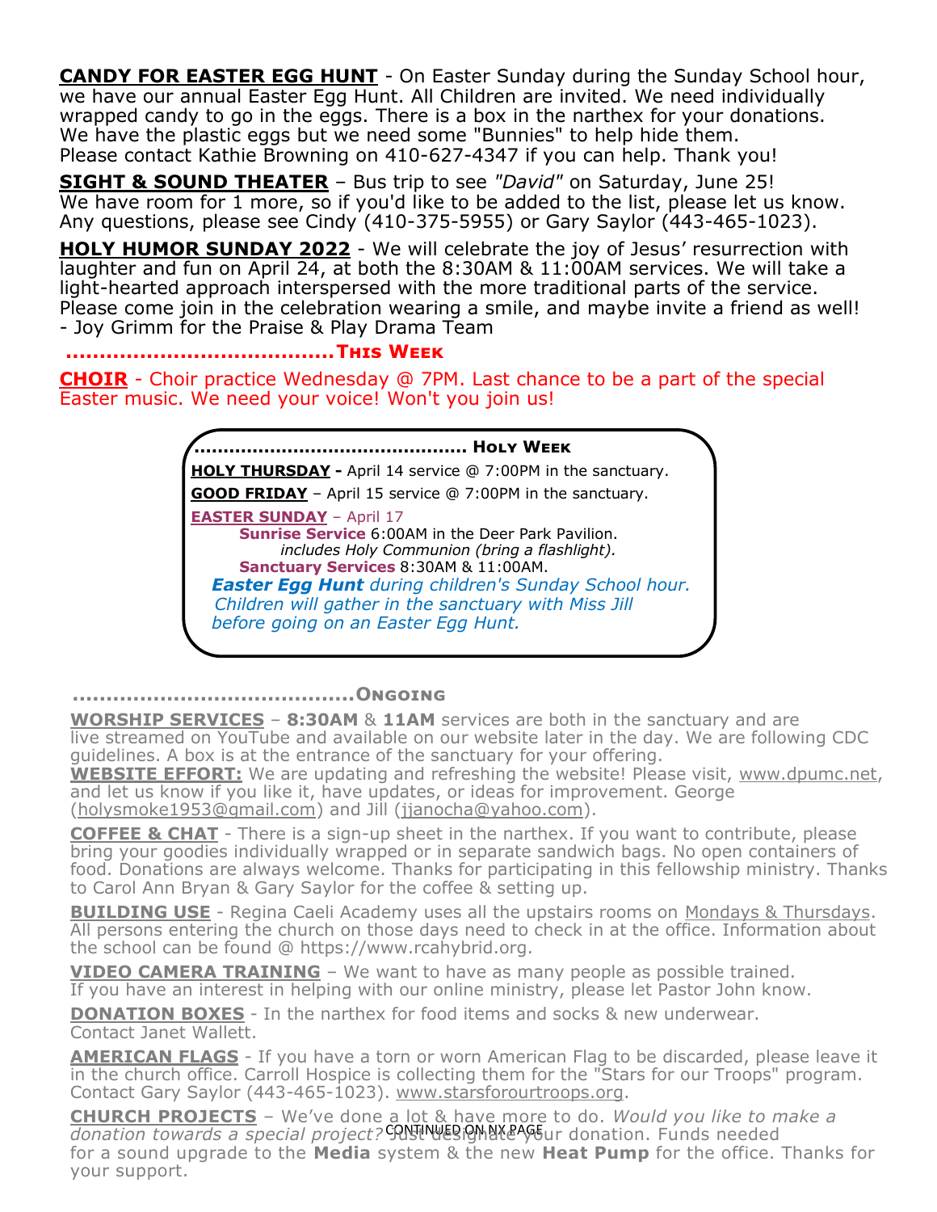**CANDY FOR EASTER EGG HUNT** - On Easter Sunday during the Sunday School hour, we have our annual Easter Egg Hunt. All Children are invited. We need individually wrapped candy to go in the eggs. There is a box in the narthex for your donations. We have the plastic eggs but we need some "Bunnies" to help hide them. Please contact Kathie Browning on 410-627-4347 if you can help. Thank you!

**SIGHT & SOUND THEATER** – Bus trip to see *"David"* on Saturday, June 25! We have room for 1 more, so if you'd like to be added to the list, please let us know. Any questions, please see Cindy (410-375-5955) or Gary Saylor (443-465-1023).

**HOLY HUMOR SUNDAY 2022** - We will celebrate the joy of Jesus' resurrection with laughter and fun on April 24, at both the 8:30AM & 11:00AM services. We will take a light-hearted approach interspersed with the more traditional parts of the service. Please come join in the celebration wearing a smile, and maybe invite a friend as well! - Joy Grimm for the Praise & Play Drama Team

## ……………………………….This Week

**CHOIR** - Choir practice Wednesday @ 7PM. Last chance to be a part of the special Easter music. We need your voice! Won't you join us!

### ……………………………………. Holy Week

**HOLY THURSDAY -** April 14 service @ 7:00PM in the sanctuary.

**GOOD FRIDAY** – April 15 service @ 7:00PM in the sanctuary.

**EASTER SUNDAY** – April 17

**Sunrise Service** 6:00AM in the Deer Park Pavilion.
*includes Holy Communion (bring a flashlight).*

**Sanctuary Services** 8:30AM & 11:00AM.

***Easter Egg Hunt*** *during children's Sunday School hour. Children will gather in the sanctuary with Miss Jill before going on an Easter Egg Hunt.*

## …………………………………Ongoing

**WORSHIP SERVICES** – **8:30AM** & **11AM** services are both in the sanctuary and are live streamed on YouTube and available on our website later in the day. We are following CDC guidelines. A box is at the entrance of the sanctuary for your offering.

**WEBSITE EFFORT:** We are updating and refreshing the website! Please visit, www.dpumc.net, and let us know if you like it, have updates, or ideas for improvement. George (holysmoke1953@gmail.com) and Jill (jjanocha@yahoo.com).

**COFFEE & CHAT** - There is a sign-up sheet in the narthex. If you want to contribute, please bring your goodies individually wrapped or in separate sandwich bags. No open containers of food. Donations are always welcome. Thanks for participating in this fellowship ministry. Thanks to Carol Ann Bryan & Gary Saylor for the coffee & setting up.

**BUILDING USE** - Regina Caeli Academy uses all the upstairs rooms on Mondays & Thursdays. All persons entering the church on those days need to check in at the office. Information about the school can be found @ https://www.rcahybrid.org.

**VIDEO CAMERA TRAINING** – We want to have as many people as possible trained. If you have an interest in helping with our online ministry, please let Pastor John know.

**DONATION BOXES** - In the narthex for food items and socks & new underwear. Contact Janet Wallett.

**AMERICAN FLAGS** - If you have a torn or worn American Flag to be discarded, please leave it in the church office. Carroll Hospice is collecting them for the "Stars for our Troops" program. Contact Gary Saylor (443-465-1023). www.starsforourtroops.org.

**CHURCH PROJECTS** – We've done a lot & have more to do. *Would you like to make a donation towards a special project?* Just designate your donation. Funds needed for a sound upgrade to the **Media** system & the new **Heat Pump** for the office. Thanks for your support.

CONTINUED ON NX PAGE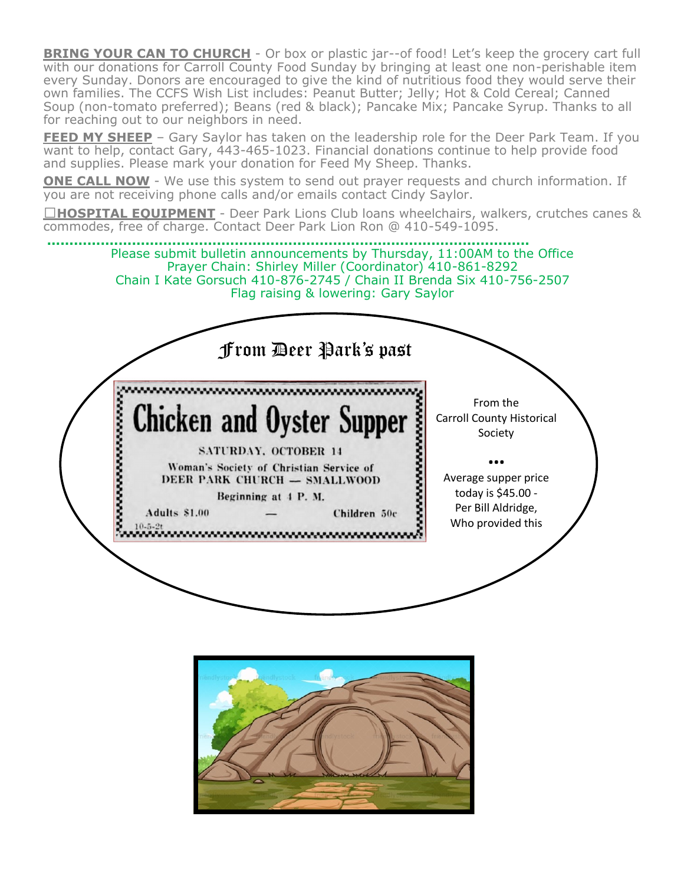**BRING YOUR CAN TO CHURCH** - Or box or plastic jar--of food! Let's keep the grocery cart full with our donations for Carroll County Food Sunday by bringing at least one non-perishable item every Sunday. Donors are encouraged to give the kind of nutritious food they would serve their own families. The CCFS Wish List includes: Peanut Butter; Jelly; Hot & Cold Cereal; Canned Soup (non-tomato preferred); Beans (red & black); Pancake Mix; Pancake Syrup. Thanks to all for reaching out to our neighbors in need.

**FEED MY SHEEP** – Gary Saylor has taken on the leadership role for the Deer Park Team. If you want to help, contact Gary, 443-465-1023. Financial donations continue to help provide food and supplies. Please mark your donation for Feed My Sheep. Thanks.

**ONE CALL NOW** - We use this system to send out prayer requests and church information. If you are not receiving phone calls and/or emails contact Cindy Saylor.

☐**HOSPITAL EQUIPMENT** - Deer Park Lions Club loans wheelchairs, walkers, crutches canes & commodes, free of charge. Contact Deer Park Lion Ron @ 410-549-1095.

Please submit bulletin announcements by Thursday, 11:00AM to the Office
Prayer Chain: Shirley Miller (Coordinator) 410-861-8292
Chain I Kate Gorsuch 410-876-2745 / Chain II Brenda Six 410-756-2507
Flag raising & lowering: Gary Saylor

## From Deer Park's past

**Chicken and Oyster Supper**

SATURDAY, OCTOBER 14

Woman's Society of Christian Service of
DEER PARK CHURCH — SMALLWOOD

Beginning at 4 P. M.

Adults $1.00 — Children 50c

10-5-2t

From the Carroll County Historical Society

...

Average supper price today is $45.00 - Per Bill Aldridge, Who provided this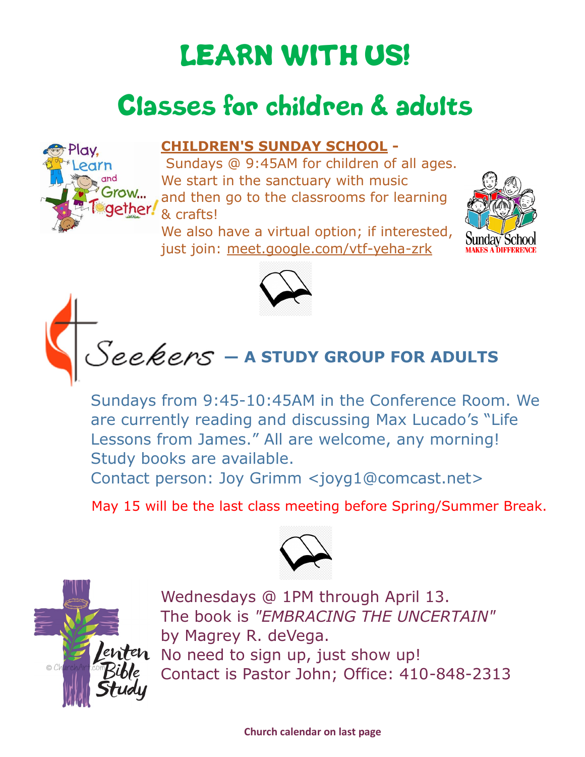# LEARN WITH US!

## Classes for children & adults

**CHILDREN'S SUNDAY SCHOOL** - Sundays @ 9:45AM for children of all ages. We start in the sanctuary with music and then go to the classrooms for learning & crafts!
We also have a virtual option; if interested, just join: meet.google.com/vtf-yeha-zrk

## Seekers — A STUDY GROUP FOR ADULTS

Sundays from 9:45-10:45AM in the Conference Room. We are currently reading and discussing Max Lucado's "Life Lessons from James." All are welcome, any morning! Study books are available.
Contact person: Joy Grimm <joyg1@comcast.net>

May 15 will be the last class meeting before Spring/Summer Break.

## Lenten Bible Study

Wednesdays @ 1PM through April 13.
The book is *"EMBRACING THE UNCERTAIN"* by Magrey R. deVega.
No need to sign up, just show up!
Contact is Pastor John; Office: 410-848-2313

**Church calendar on last page**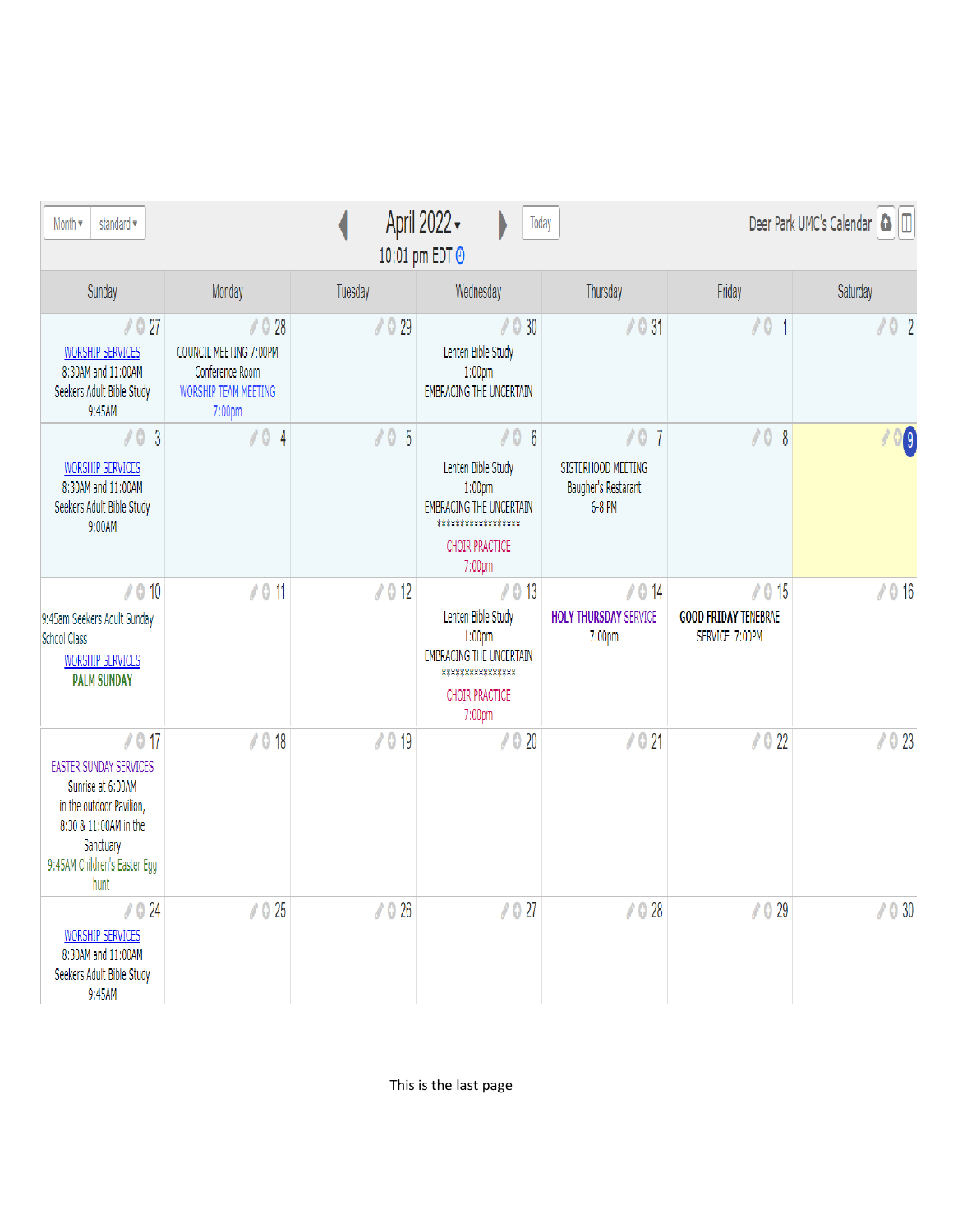Month ▾ | standard ▾

# April 2022 ▾

10:01 pm EDT

Today

Deer Park UMC's Calendar

| Sunday | Monday | Tuesday | Wednesday | Thursday | Friday | Saturday |
|---|---|---|---|---|---|---|
| 27<br>WORSHIP SERVICES<br>8:30AM and 11:00AM<br>Seekers Adult Bible Study<br>9:45AM | 28<br>COUNCIL MEETING 7:00PM<br>Conference Room<br>WORSHIP TEAM MEETING<br>7:00pm | 29 | 30<br>Lenten Bible Study<br>1:00pm<br>EMBRACING THE UNCERTAIN | 31 | 1 | 2 |
| 3<br>WORSHIP SERVICES<br>8:30AM and 11:00AM<br>Seekers Adult Bible Study<br>9:00AM | 4 | 5 | 6<br>Lenten Bible Study<br>1:00pm<br>EMBRACING THE UNCERTAIN<br>*****************<br>CHOIR PRACTICE<br>7:00pm | 7<br>SISTERHOOD MEETING<br>Baugher's Restarant<br>6-8 PM | 8 | 9 |
| 10<br>9:45am Seekers Adult Sunday School Class<br>WORSHIP SERVICES<br>**PALM SUNDAY** | 11 | 12 | 13<br>Lenten Bible Study<br>1:00pm<br>EMBRACING THE UNCERTAIN<br>***************<br>CHOIR PRACTICE<br>7:00pm | 14<br>**HOLY THURSDAY** SERVICE<br>7:00pm | 15<br>**GOOD FRIDAY** TENEBRAE<br>SERVICE 7:00PM | 16 |
| 17<br>EASTER SUNDAY SERVICES<br>Sunrise at 6:00AM<br>in the outdoor Pavilion,<br>8:30 & 11:00AM in the Sanctuary<br>9:45AM Children's Easter Egg hunt | 18 | 19 | 20 | 21 | 22 | 23 |
| 24<br>WORSHIP SERVICES<br>8:30AM and 11:00AM<br>Seekers Adult Bible Study<br>9:45AM | 25 | 26 | 27 | 28 | 29 | 30 |

This is the last page